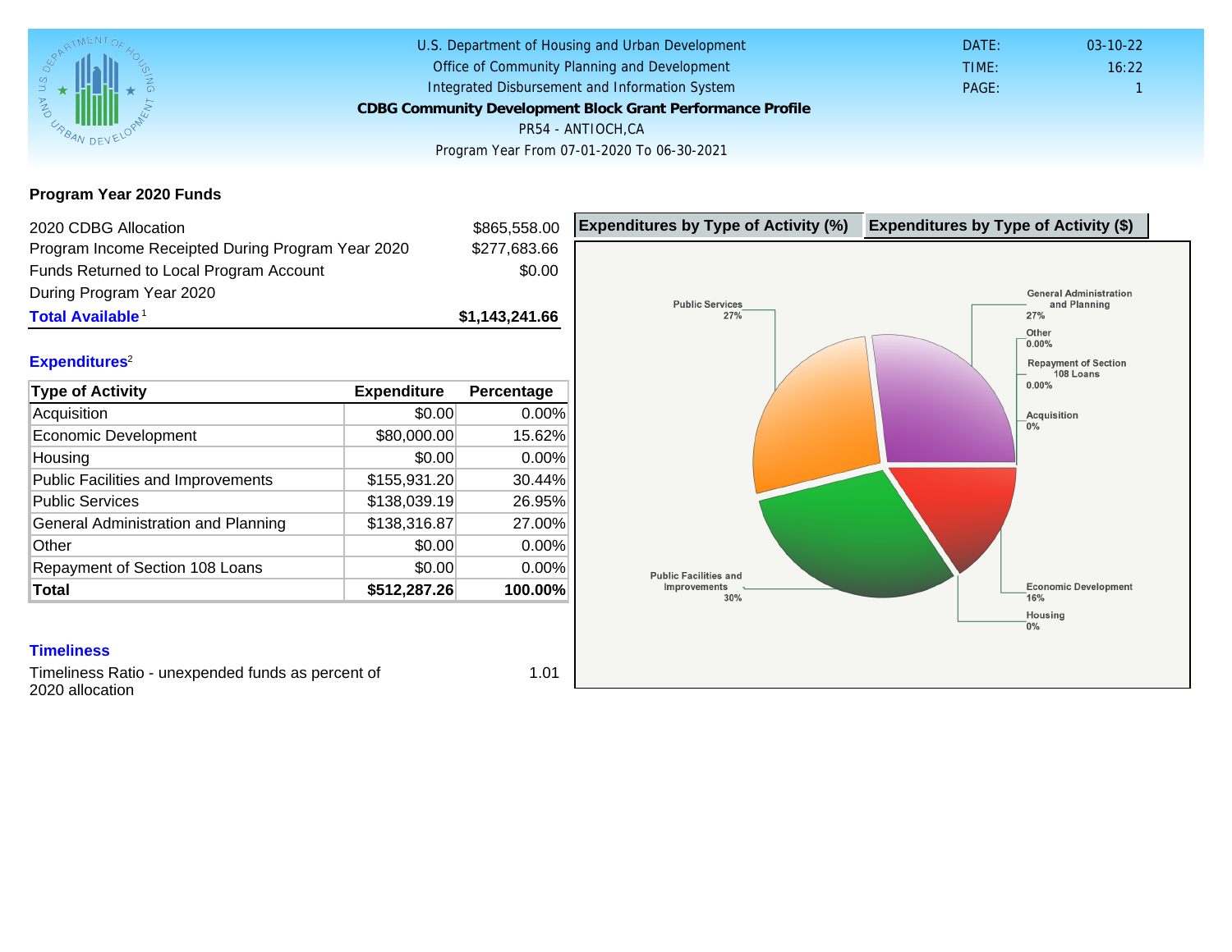U.S. Department of Housing and Urban Development
Office of Community Planning and Development
Integrated Disbursement and Information System

**CDBG Community Development Block Grant Performance Profile**

PR54 - ANTIOCH,CA

Program Year From 07-01-2020 To 06-30-2021

DATE: 03-10-22
TIME: 16:22
PAGE: 1

## Program Year 2020 Funds

| | |
|---|---|
| 2020 CDBG Allocation | $865,558.00 |
| Program Income Receipted During Program Year 2020 | $277,683.66 |
| Funds Returned to Local Program Account During Program Year 2020 | $0.00 |
| **Total Available**[1] | **$1,143,241.66** |

### Expenditures[2]

| Type of Activity | Expenditure | Percentage |
|---|---|---|
| Acquisition | $0.00 | 0.00% |
| Economic Development | $80,000.00 | 15.62% |
| Housing | $0.00 | 0.00% |
| Public Facilities and Improvements | $155,931.20 | 30.44% |
| Public Services | $138,039.19 | 26.95% |
| General Administration and Planning | $138,316.87 | 27.00% |
| Other | $0.00 | 0.00% |
| Repayment of Section 108 Loans | $0.00 | 0.00% |
| **Total** | **$512,287.26** | **100.00%** |

### Timeliness

Timeliness Ratio - unexpended funds as percent of 2020 allocation: 1.01

**Expenditures by Type of Activity (%)** | **Expenditures by Type of Activity ($)**

Public Services 27%
General Administration and Planning 27%
Other 0.00%
Repayment of Section 108 Loans 0.00%
Acquisition 0%
Public Facilities and Improvements 30%
Economic Development 16%
Housing 0%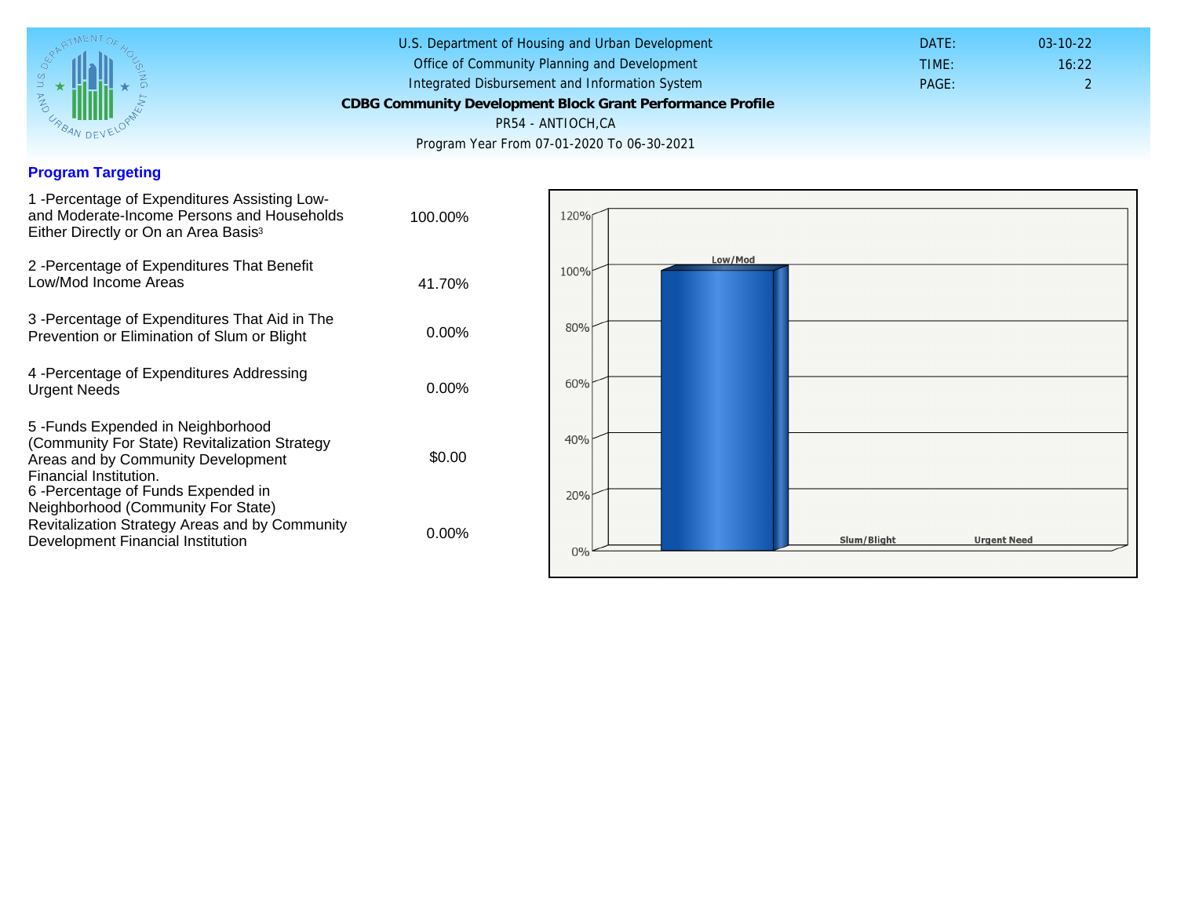U.S. Department of Housing and Urban Development
Office of Community Planning and Development
Integrated Disbursement and Information System

**CDBG Community Development Block Grant Performance Profile**

PR54 - ANTIOCH,CA

Program Year From 07-01-2020 To 06-30-2021

DATE: 03-10-22
TIME: 16:22

## Program Targeting

| | |
|---|---|
| 1 -Percentage of Expenditures Assisting Low- and Moderate-Income Persons and Households Either Directly or On an Area Basis[3] | 100.00% |
| 2 -Percentage of Expenditures That Benefit Low/Mod Income Areas | 41.70% |
| 3 -Percentage of Expenditures That Aid in The Prevention or Elimination of Slum or Blight | 0.00% |
| 4 -Percentage of Expenditures Addressing Urgent Needs | 0.00% |
| 5 -Funds Expended in Neighborhood (Community For State) Revitalization Strategy Areas and by Community Development Financial Institution. | $0.00 |
| 6 -Percentage of Funds Expended in Neighborhood (Community For State) Revitalization Strategy Areas and by Community Development Financial Institution | 0.00% |

120%
100%
80%
60%
40%
20%
0%

Low/Mod
Slum/Blight
Urgent Need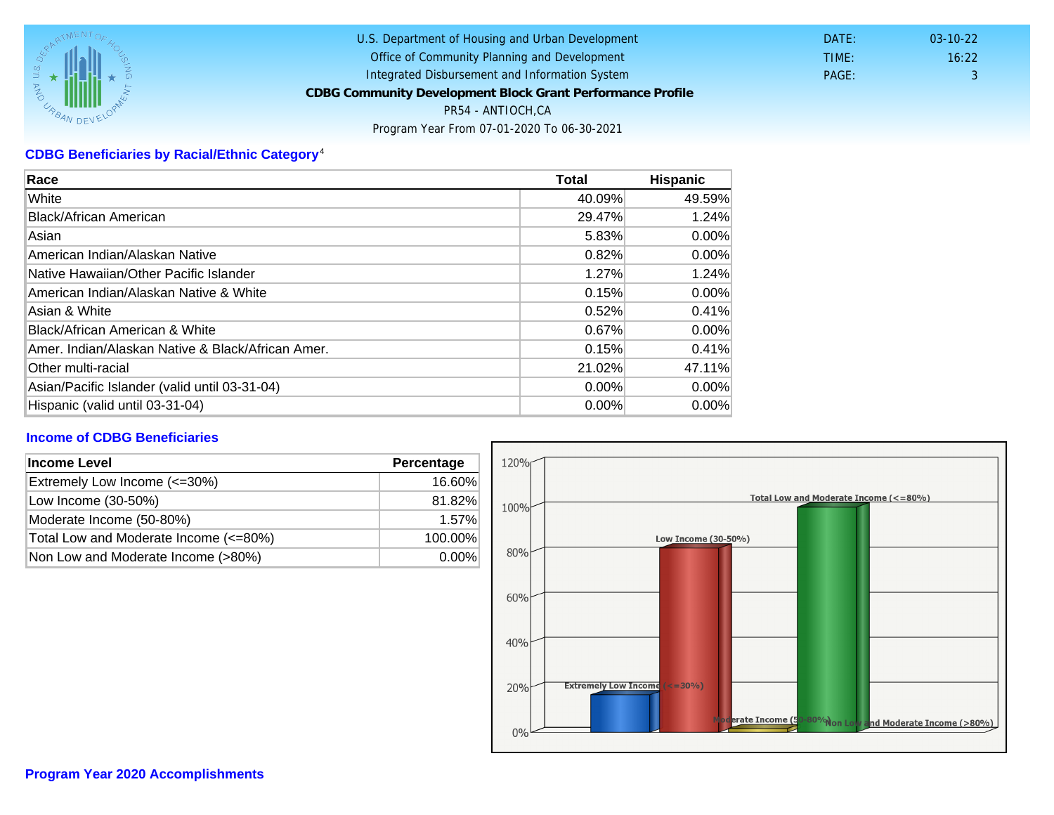U.S. Department of Housing and Urban Development
Office of Community Planning and Development
Integrated Disbursement and Information System

**CDBG Community Development Block Grant Performance Profile**

PR54 - ANTIOCH,CA

Program Year From 07-01-2020 To 06-30-2021

DATE: 03-10-22
TIME: 16:22

## CDBG Beneficiaries by Racial/Ethnic Category[4]

| Race | Total | Hispanic |
|---|---|---|
| White | 40.09% | 49.59% |
| Black/African American | 29.47% | 1.24% |
| Asian | 5.83% | 0.00% |
| American Indian/Alaskan Native | 0.82% | 0.00% |
| Native Hawaiian/Other Pacific Islander | 1.27% | 1.24% |
| American Indian/Alaskan Native & White | 0.15% | 0.00% |
| Asian & White | 0.52% | 0.41% |
| Black/African American & White | 0.67% | 0.00% |
| Amer. Indian/Alaskan Native & Black/African Amer. | 0.15% | 0.41% |
| Other multi-racial | 21.02% | 47.11% |
| Asian/Pacific Islander (valid until 03-31-04) | 0.00% | 0.00% |
| Hispanic (valid until 03-31-04) | 0.00% | 0.00% |

## Income of CDBG Beneficiaries

| Income Level | Percentage |
|---|---|
| Extremely Low Income (<=30%) | 16.60% |
| Low Income (30-50%) | 81.82% |
| Moderate Income (50-80%) | 1.57% |
| Total Low and Moderate Income (<=80%) | 100.00% |
| Non Low and Moderate Income (>80%) | 0.00% |

## Program Year 2020 Accomplishments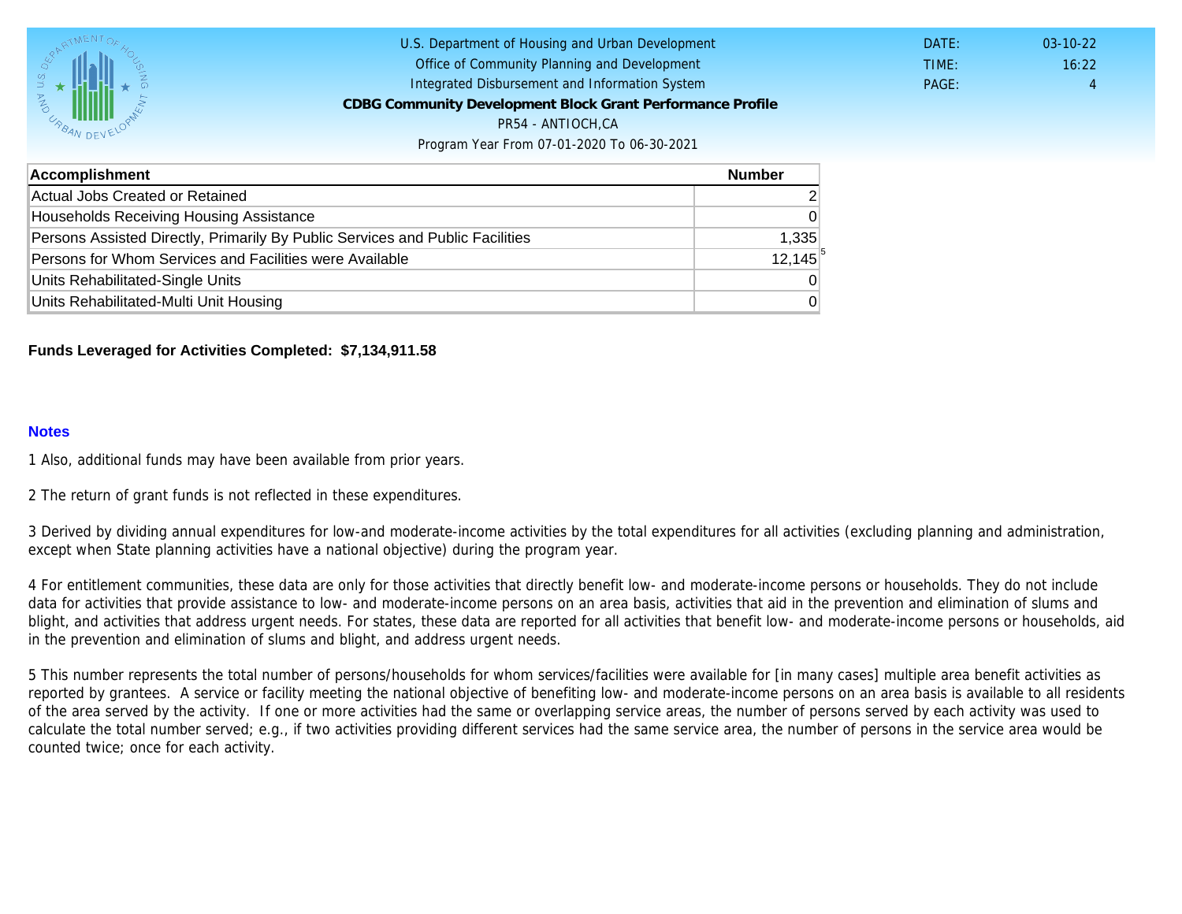U.S. Department of Housing and Urban Development
Office of Community Planning and Development
Integrated Disbursement and Information System
**CDBG Community Development Block Grant Performance Profile**
PR54 - ANTIOCH,CA
Program Year From 07-01-2020 To 06-30-2021

| Accomplishment | Number |
|---|---|
| Actual Jobs Created or Retained | 2 |
| Households Receiving Housing Assistance | 0 |
| Persons Assisted Directly, Primarily By Public Services and Public Facilities | 1,335 |
| Persons for Whom Services and Facilities were Available | 12,145 [5] |
| Units Rehabilitated-Single Units | 0 |
| Units Rehabilitated-Multi Unit Housing | 0 |

**Funds Leveraged for Activities Completed: $7,134,911.58**

## Notes

1 Also, additional funds may have been available from prior years.

2 The return of grant funds is not reflected in these expenditures.

3 Derived by dividing annual expenditures for low-and moderate-income activities by the total expenditures for all activities (excluding planning and administration, except when State planning activities have a national objective) during the program year.

4 For entitlement communities, these data are only for those activities that directly benefit low- and moderate-income persons or households. They do not include data for activities that provide assistance to low- and moderate-income persons on an area basis, activities that aid in the prevention and elimination of slums and blight, and activities that address urgent needs. For states, these data are reported for all activities that benefit low- and moderate-income persons or households, aid in the prevention and elimination of slums and blight, and address urgent needs.

5 This number represents the total number of persons/households for whom services/facilities were available for [in many cases] multiple area benefit activities as reported by grantees. A service or facility meeting the national objective of benefiting low- and moderate-income persons on an area basis is available to all residents of the area served by the activity. If one or more activities had the same or overlapping service areas, the number of persons served by each activity was used to calculate the total number served; e.g., if two activities providing different services had the same service area, the number of persons in the service area would be counted twice; once for each activity.